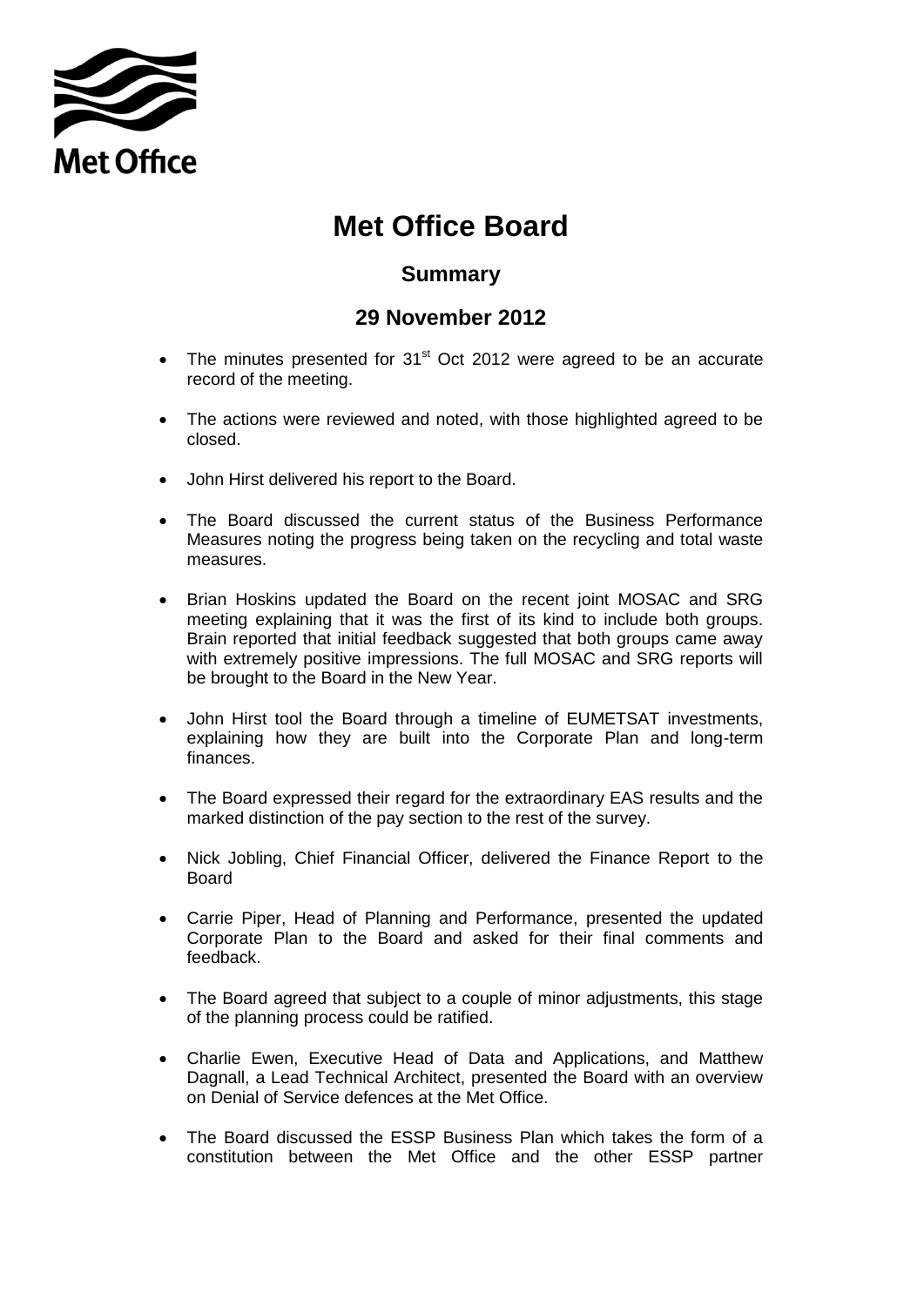Met Office

# Met Office Board

## Summary

## 29 November 2012

- The minutes presented for 31st Oct 2012 were agreed to be an accurate record of the meeting.
- The actions were reviewed and noted, with those highlighted agreed to be closed.
- John Hirst delivered his report to the Board.
- The Board discussed the current status of the Business Performance Measures noting the progress being taken on the recycling and total waste measures.
- Brian Hoskins updated the Board on the recent joint MOSAC and SRG meeting explaining that it was the first of its kind to include both groups. Brain reported that initial feedback suggested that both groups came away with extremely positive impressions. The full MOSAC and SRG reports will be brought to the Board in the New Year.
- John Hirst tool the Board through a timeline of EUMETSAT investments, explaining how they are built into the Corporate Plan and long-term finances.
- The Board expressed their regard for the extraordinary EAS results and the marked distinction of the pay section to the rest of the survey.
- Nick Jobling, Chief Financial Officer, delivered the Finance Report to the Board
- Carrie Piper, Head of Planning and Performance, presented the updated Corporate Plan to the Board and asked for their final comments and feedback.
- The Board agreed that subject to a couple of minor adjustments, this stage of the planning process could be ratified.
- Charlie Ewen, Executive Head of Data and Applications, and Matthew Dagnall, a Lead Technical Architect, presented the Board with an overview on Denial of Service defences at the Met Office.
- The Board discussed the ESSP Business Plan which takes the form of a constitution between the Met Office and the other ESSP partner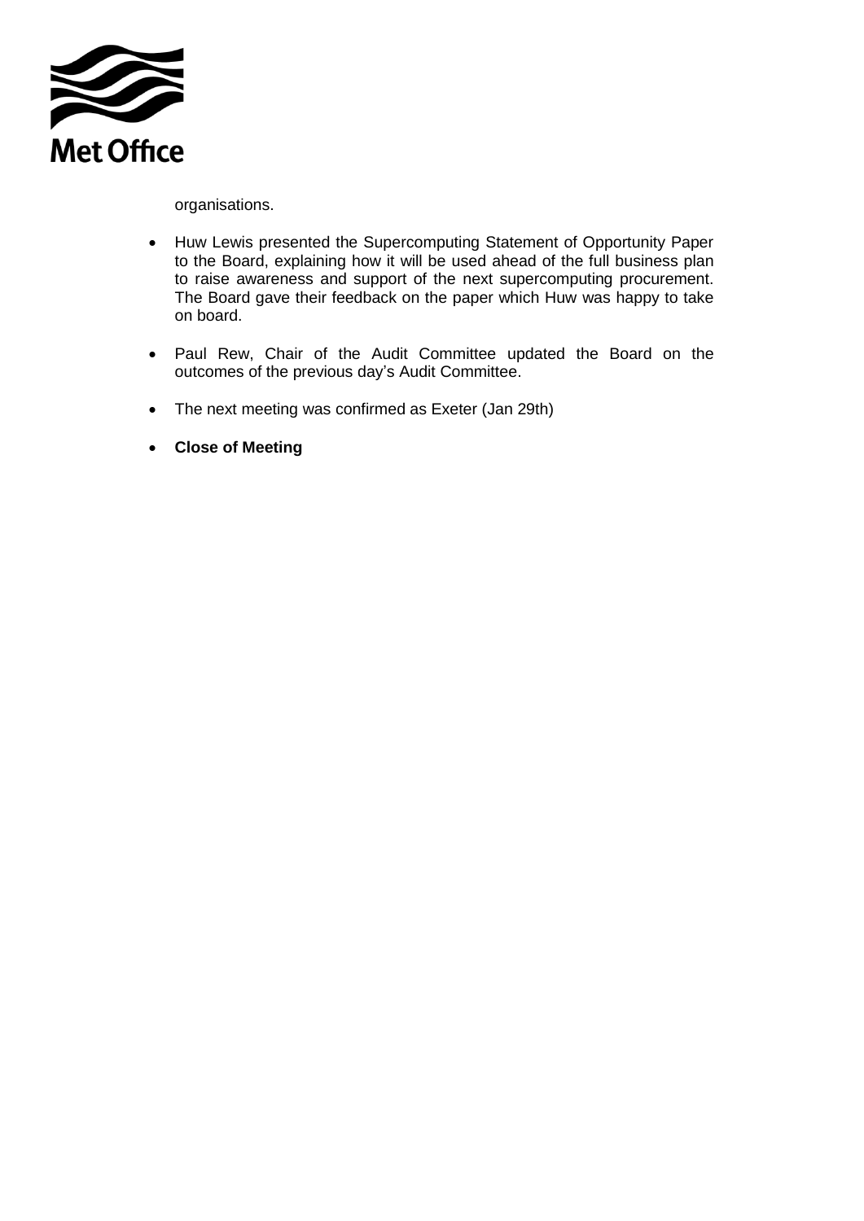organisations.

- Huw Lewis presented the Supercomputing Statement of Opportunity Paper to the Board, explaining how it will be used ahead of the full business plan to raise awareness and support of the next supercomputing procurement. The Board gave their feedback on the paper which Huw was happy to take on board.

- Paul Rew, Chair of the Audit Committee updated the Board on the outcomes of the previous day's Audit Committee.

- The next meeting was confirmed as Exeter (Jan 29th)

- **Close of Meeting**